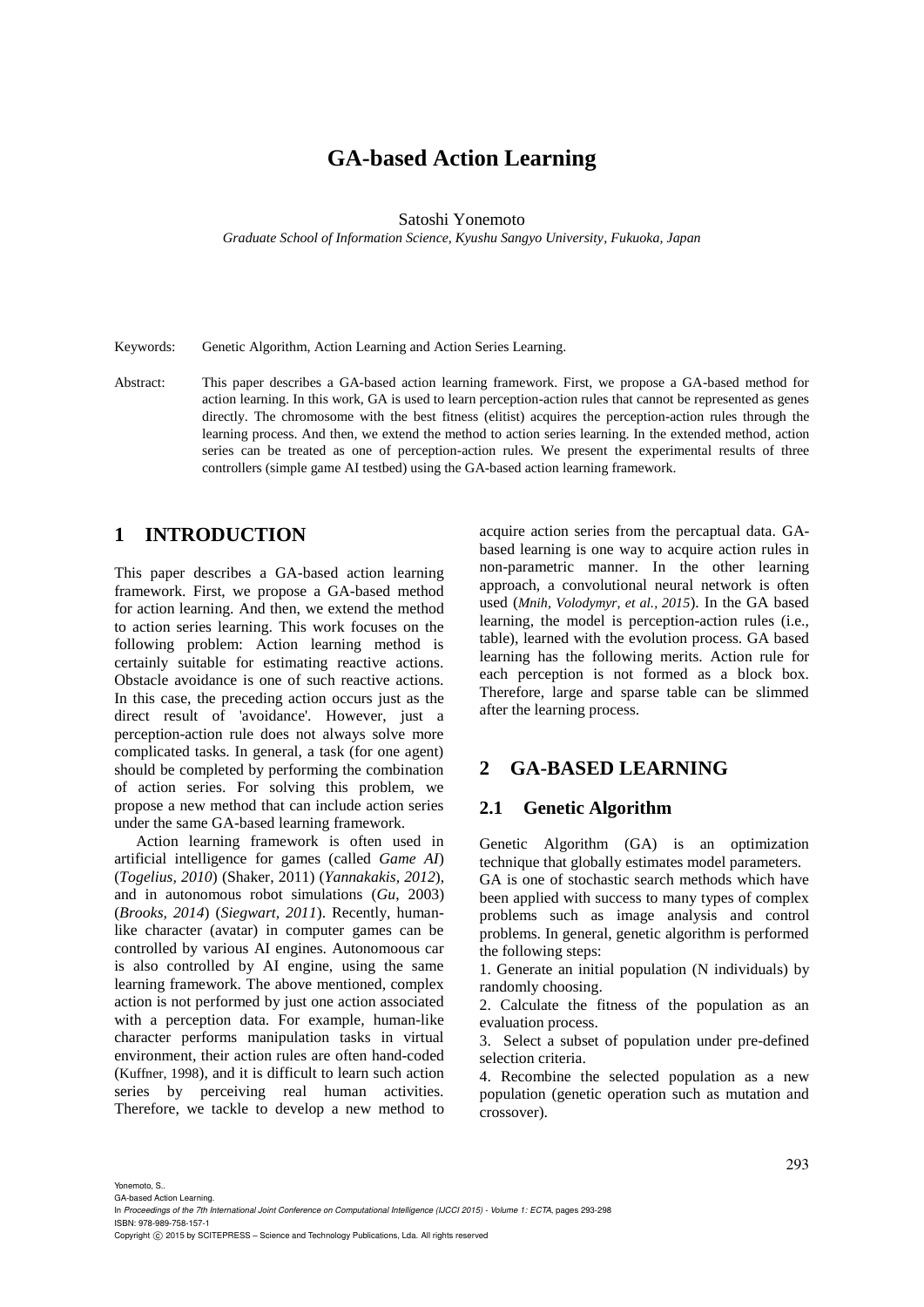# GA-based Action Learning

Satoshi Yonemoto

*Graduate School of Information Science, Kyushu Sangyo University, Fukuoka, Japan*

Keywords: Genetic Algorithm, Action Learning and Action Series Learning.

Abstract: This paper describes a GA-based action learning framework. First, we propose a GA-based method for action learning. In this work, GA is used to learn perception-action rules that cannot be represented as genes directly. The chromosome with the best fitness (elitist) acquires the perception-action rules through the learning process. And then, we extend the method to action series learning. In the extended method, action series can be treated as one of perception-action rules. We present the experimental results of three controllers (simple game AI testbed) using the GA-based action learning framework.

## 1 INTRODUCTION

This paper describes a GA-based action learning framework. First, we propose a GA-based method for action learning. And then, we extend the method to action series learning. This work focuses on the following problem: Action learning method is certainly suitable for estimating reactive actions. Obstacle avoidance is one of such reactive actions. In this case, the preceding action occurs just as the direct result of 'avoidance'. However, just a perception-action rule does not always solve more complicated tasks. In general, a task (for one agent) should be completed by performing the combination of action series. For solving this problem, we propose a new method that can include action series under the same GA-based learning framework.

Action learning framework is often used in artificial intelligence for games (called *Game AI*) (*Togelius, 2010*) (Shaker, 2011) (*Yannakakis, 2012*), and in autonomous robot simulations (*Gu*, 2003) (*Brooks, 2014*) (*Siegwart, 2011*). Recently, human-like character (avatar) in computer games can be controlled by various AI engines. Autonomoous car is also controlled by AI engine, using the same learning framework. The above mentioned, complex action is not performed by just one action associated with a perception data. For example, human-like character performs manipulation tasks in virtual environment, their action rules are often hand-coded (Kuffner, 1998), and it is difficult to learn such action series by perceiving real human activities. Therefore, we tackle to develop a new method to acquire action series from the percaptual data. GA-based learning is one way to acquire action rules in non-parametric manner. In the other learning approach, a convolutional neural network is often used (*Mnih, Volodymyr, et al., 2015*). In the GA based learning, the model is perception-action rules (i.e., table), learned with the evolution process. GA based learning has the following merits. Action rule for each perception is not formed as a block box. Therefore, large and sparse table can be slimmed after the learning process.

## 2 GA-BASED LEARNING

### 2.1 Genetic Algorithm

Genetic Algorithm (GA) is an optimization technique that globally estimates model parameters. GA is one of stochastic search methods which have been applied with success to many types of complex problems such as image analysis and control problems. In general, genetic algorithm is performed the following steps:

1. Generate an initial population (N individuals) by randomly choosing.
2. Calculate the fitness of the population as an evaluation process.
3. Select a subset of population under pre-defined selection criteria.
4. Recombine the selected population as a new population (genetic operation such as mutation and crossover).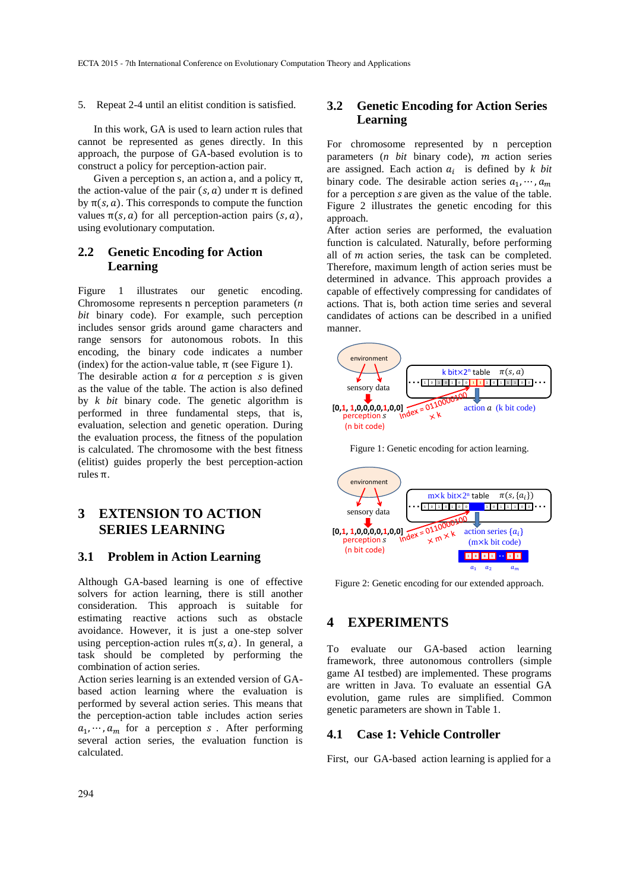5. Repeat 2-4 until an elitist condition is satisfied.

In this work, GA is used to learn action rules that cannot be represented as genes directly. In this approach, the purpose of GA-based evolution is to construct a policy for perception-action pair.

Given a perception s, an action a, and a policy π, the action-value of the pair $(s, a)$ under π is defined by $\pi(s, a)$. This corresponds to compute the function values $\pi(s, a)$ for all perception-action pairs $(s, a)$, using evolutionary computation.

## 2.2 Genetic Encoding for Action Learning

Figure 1 illustrates our genetic encoding. Chromosome represents n perception parameters (*n bit* binary code). For example, such perception includes sensor grids around game characters and range sensors for autonomous robots. In this encoding, the binary code indicates a number (index) for the action-value table, π (see Figure 1).

The desirable action $a$ for a perception $s$ is given as the value of the table. The action is also defined by $k$ *bit* binary code. The genetic algorithm is performed in three fundamental steps, that is, evaluation, selection and genetic operation. During the evaluation process, the fitness of the population is calculated. The chromosome with the best fitness (elitist) guides properly the best perception-action rules π.

# 3 EXTENSION TO ACTION SERIES LEARNING

## 3.1 Problem in Action Learning

Although GA-based learning is one of effective solvers for action learning, there is still another consideration. This approach is suitable for estimating reactive actions such as obstacle avoidance. However, it is just a one-step solver using perception-action rules $\pi(s, a)$. In general, a task should be completed by performing the combination of action series.

Action series learning is an extended version of GA-based action learning where the evaluation is performed by several action series. This means that the perception-action table includes action series $a_1, \cdots, a_m$ for a perception $s$. After performing several action series, the evaluation function is calculated.

## 3.2 Genetic Encoding for Action Series Learning

For chromosome represented by n perception parameters (*n bit* binary code), $m$ action series are assigned. Each action $a_i$ is defined by $k$ *bit* binary code. The desirable action series $a_1, \cdots, a_m$ for a perception $s$ are given as the value of the table. Figure 2 illustrates the genetic encoding for this approach.

After action series are performed, the evaluation function is calculated. Naturally, before performing all of $m$ action series, the task can be completed. Therefore, maximum length of action series must be determined in advance. This approach provides a capable of effectively compressing for candidates of actions. That is, both action time series and several candidates of actions can be described in a unified manner.

Figure 1: Genetic encoding for action learning.

Figure 2: Genetic encoding for our extended approach.

# 4 EXPERIMENTS

To evaluate our GA-based action learning framework, three autonomous controllers (simple game AI testbed) are implemented. These programs are written in Java. To evaluate an essential GA evolution, game rules are simplified. Common genetic parameters are shown in Table 1.

## 4.1 Case 1: Vehicle Controller

First, our GA-based action learning is applied for a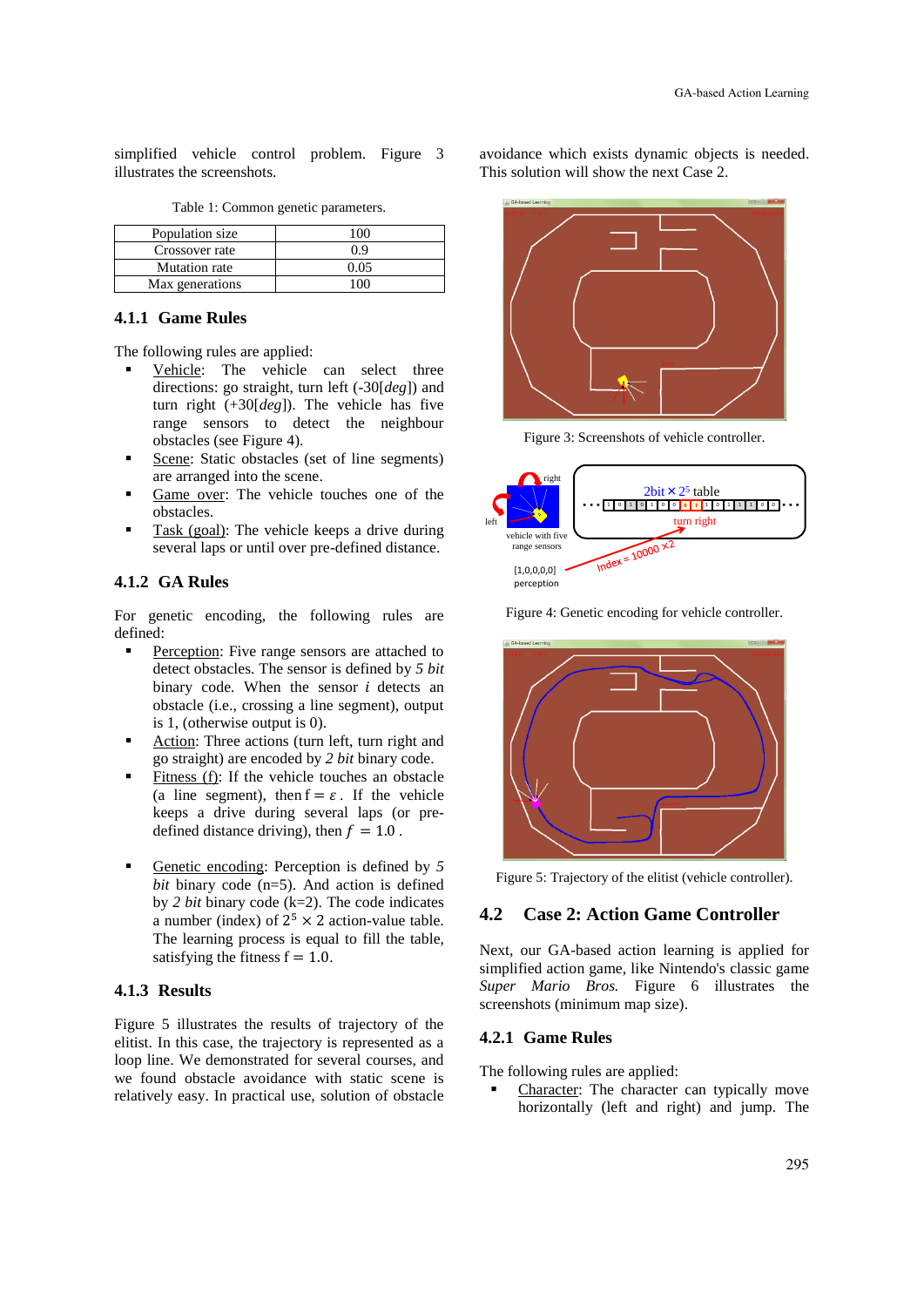simplified vehicle control problem. Figure 3 illustrates the screenshots.

Table 1: Common genetic parameters.

| Population size | 100 |
|---|---|
| Crossover rate | 0.9 |
| Mutation rate | 0.05 |
| Max generations | 100 |

### 4.1.1 Game Rules

The following rules are applied:

- Vehicle: The vehicle can select three directions: go straight, turn left (-30[*deg*]) and turn right (+30[*deg*]). The vehicle has five range sensors to detect the neighbour obstacles (see Figure 4).
- Scene: Static obstacles (set of line segments) are arranged into the scene.
- Game over: The vehicle touches one of the obstacles.
- Task (goal): The vehicle keeps a drive during several laps or until over pre-defined distance.

### 4.1.2 GA Rules

For genetic encoding, the following rules are defined:

- Perception: Five range sensors are attached to detect obstacles. The sensor is defined by *5 bit* binary code. When the sensor *i* detects an obstacle (i.e., crossing a line segment), output is 1, (otherwise output is 0).
- Action: Three actions (turn left, turn right and go straight) are encoded by *2 bit* binary code.
- Fitness (f): If the vehicle touches an obstacle (a line segment), then $f = \varepsilon$. If the vehicle keeps a drive during several laps (or pre-defined distance driving), then $f = 1.0$.
- Genetic encoding: Perception is defined by *5 bit* binary code (n=5). And action is defined by *2 bit* binary code (k=2). The code indicates a number (index) of $2^5 \times 2$ action-value table. The learning process is equal to fill the table, satisfying the fitness $f = 1.0$.

### 4.1.3 Results

Figure 5 illustrates the results of trajectory of the elitist. In this case, the trajectory is represented as a loop line. We demonstrated for several courses, and we found obstacle avoidance with static scene is relatively easy. In practical use, solution of obstacle avoidance which exists dynamic objects is needed. This solution will show the next Case 2.

Figure 3: Screenshots of vehicle controller.

Figure 4: Genetic encoding for vehicle controller.

Figure 5: Trajectory of the elitist (vehicle controller).

## 4.2 Case 2: Action Game Controller

Next, our GA-based action learning is applied for simplified action game, like Nintendo's classic game *Super Mario Bros.* Figure 6 illustrates the screenshots (minimum map size).

### 4.2.1 Game Rules

The following rules are applied:

- Character: The character can typically move horizontally (left and right) and jump. The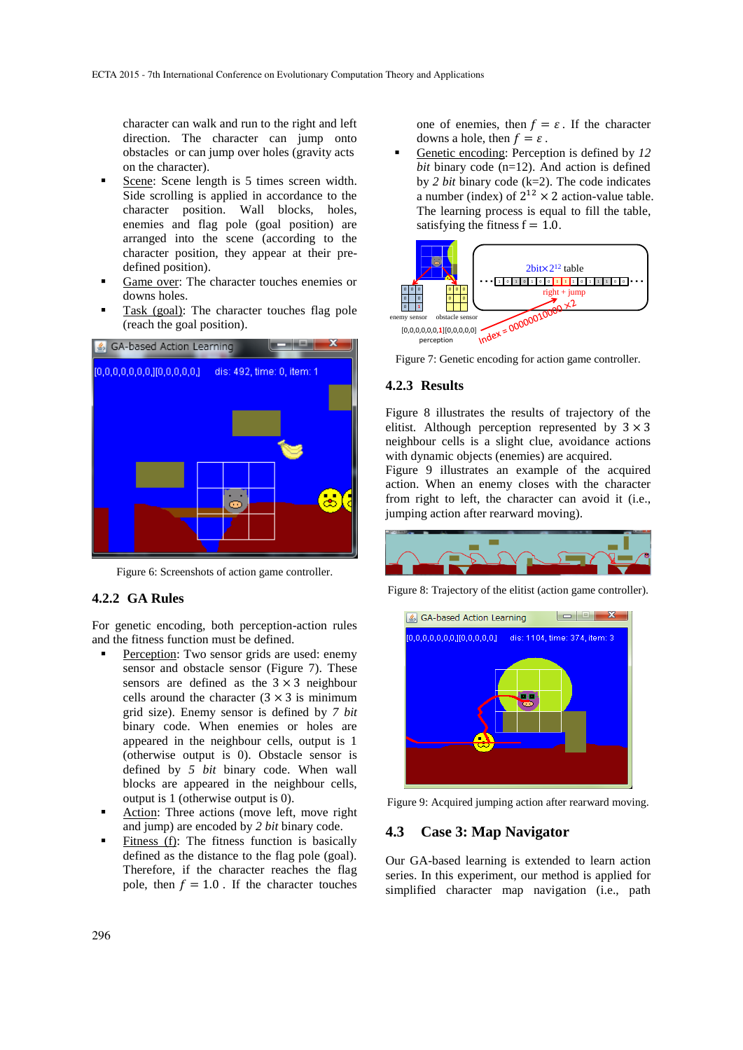character can walk and run to the right and left direction. The character can jump onto obstacles or can jump over holes (gravity acts on the character).

- Scene: Scene length is 5 times screen width. Side scrolling is applied in accordance to the character position. Wall blocks, holes, enemies and flag pole (goal position) are arranged into the scene (according to the character position, they appear at their pre-defined position).
- Game over: The character touches enemies or downs holes.
- Task (goal): The character touches flag pole (reach the goal position).

Figure 6: Screenshots of action game controller.

### 4.2.2 GA Rules

For genetic encoding, both perception-action rules and the fitness function must be defined.

- Perception: Two sensor grids are used: enemy sensor and obstacle sensor (Figure 7). These sensors are defined as the $3 \times 3$ neighbour cells around the character ($3 \times 3$ is minimum grid size). Enemy sensor is defined by *7 bit* binary code. When enemies or holes are appeared in the neighbour cells, output is 1 (otherwise output is 0). Obstacle sensor is defined by *5 bit* binary code. When wall blocks are appeared in the neighbour cells, output is 1 (otherwise output is 0).
- Action: Three actions (move left, move right and jump) are encoded by *2 bit* binary code.
- Fitness (f): The fitness function is basically defined as the distance to the flag pole (goal). Therefore, if the character reaches the flag pole, then $f = 1.0$. If the character touches one of enemies, then $f = \varepsilon$. If the character downs a hole, then $f = \varepsilon$.
- Genetic encoding: Perception is defined by *12 bit* binary code (n=12). And action is defined by *2 bit* binary code (k=2). The code indicates a number (index) of $2^{12} \times 2$ action-value table. The learning process is equal to fill the table, satisfying the fitness $f = 1.0$.

Figure 7: Genetic encoding for action game controller.

### 4.2.3 Results

Figure 8 illustrates the results of trajectory of the elitist. Although perception represented by $3 \times 3$ neighbour cells is a slight clue, avoidance actions with dynamic objects (enemies) are acquired. Figure 9 illustrates an example of the acquired action. When an enemy closes with the character from right to left, the character can avoid it (i.e., jumping action after rearward moving).

Figure 8: Trajectory of the elitist (action game controller).

Figure 9: Acquired jumping action after rearward moving.

## 4.3 Case 3: Map Navigator

Our GA-based learning is extended to learn action series. In this experiment, our method is applied for simplified character map navigation (i.e., path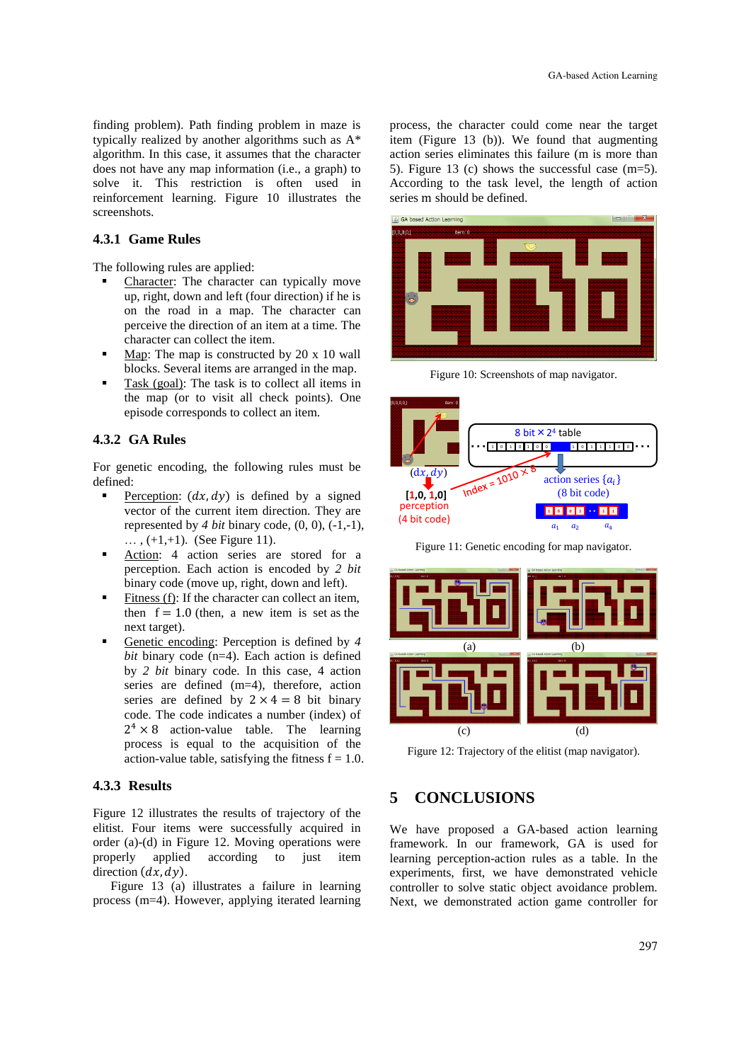finding problem). Path finding problem in maze is typically realized by another algorithms such as A* algorithm. In this case, it assumes that the character does not have any map information (i.e., a graph) to solve it. This restriction is often used in reinforcement learning. Figure 10 illustrates the screenshots.

### 4.3.1 Game Rules

The following rules are applied:

- Character: The character can typically move up, right, down and left (four direction) if he is on the road in a map. The character can perceive the direction of an item at a time. The character can collect the item.
- Map: The map is constructed by 20 x 10 wall blocks. Several items are arranged in the map.
- Task (goal): The task is to collect all items in the map (or to visit all check points). One episode corresponds to collect an item.

### 4.3.2 GA Rules

For genetic encoding, the following rules must be defined:

- Perception: $(dx, dy)$ is defined by a signed vector of the current item direction. They are represented by *4 bit* binary code, (0, 0), (-1,-1), … , (+1,+1). (See Figure 11).
- Action: 4 action series are stored for a perception. Each action is encoded by *2 bit* binary code (move up, right, down and left).
- Fitness (f): If the character can collect an item, then f = 1.0 (then, a new item is set as the next target).
- Genetic encoding: Perception is defined by *4 bit* binary code (n=4). Each action is defined by *2 bit* binary code. In this case, 4 action series are defined (m=4), therefore, action series are defined by $2 \times 4 = 8$ bit binary code. The code indicates a number (index) of $2^4 \times 8$ action-value table. The learning process is equal to the acquisition of the action-value table, satisfying the fitness f = 1.0.

### 4.3.3 Results

Figure 12 illustrates the results of trajectory of the elitist. Four items were successfully acquired in order (a)-(d) in Figure 12. Moving operations were properly applied according to just item direction $(dx, dy)$.

Figure 13 (a) illustrates a failure in learning process (m=4). However, applying iterated learning process, the character could come near the target item (Figure 13 (b)). We found that augmenting action series eliminates this failure (m is more than 5). Figure 13 (c) shows the successful case (m=5). According to the task level, the length of action series m should be defined.

Figure 10: Screenshots of map navigator.

Figure 11: Genetic encoding for map navigator.

Figure 12: Trajectory of the elitist (map navigator).

## 5 CONCLUSIONS

We have proposed a GA-based action learning framework. In our framework, GA is used for learning perception-action rules as a table. In the experiments, first, we have demonstrated vehicle controller to solve static object avoidance problem. Next, we demonstrated action game controller for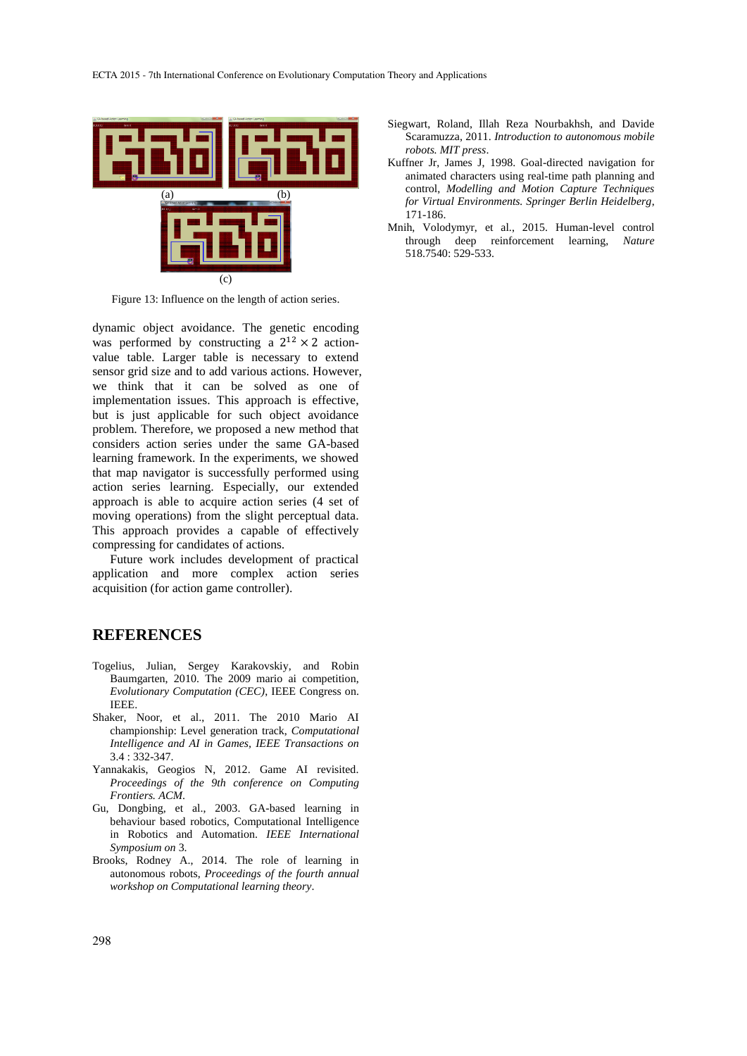(a) (b)

(c)

Figure 13: Influence on the length of action series.

dynamic object avoidance. The genetic encoding was performed by constructing a $2^{12} \times 2$ action-value table. Larger table is necessary to extend sensor grid size and to add various actions. However, we think that it can be solved as one of implementation issues. This approach is effective, but is just applicable for such object avoidance problem. Therefore, we proposed a new method that considers action series under the same GA-based learning framework. In the experiments, we showed that map navigator is successfully performed using action series learning. Especially, our extended approach is able to acquire action series (4 set of moving operations) from the slight perceptual data. This approach provides a capable of effectively compressing for candidates of actions.

Future work includes development of practical application and more complex action series acquisition (for action game controller).

## REFERENCES

Togelius, Julian, Sergey Karakovskiy, and Robin Baumgarten, 2010. The 2009 mario ai competition, *Evolutionary Computation (CEC)*, IEEE Congress on. IEEE.

Shaker, Noor, et al., 2011. The 2010 Mario AI championship: Level generation track, *Computational Intelligence and AI in Games, IEEE Transactions on* 3.4 : 332-347.

Yannakakis, Geogios N, 2012. Game AI revisited. *Proceedings of the 9th conference on Computing Frontiers. ACM*.

Gu, Dongbing, et al., 2003. GA-based learning in behaviour based robotics, Computational Intelligence in Robotics and Automation. *IEEE International Symposium on* 3.

Brooks, Rodney A., 2014. The role of learning in autonomous robots, *Proceedings of the fourth annual workshop on Computational learning theory*.

Siegwart, Roland, Illah Reza Nourbakhsh, and Davide Scaramuzza, 2011. *Introduction to autonomous mobile robots. MIT press*.

Kuffner Jr, James J, 1998. Goal-directed navigation for animated characters using real-time path planning and control, *Modelling and Motion Capture Techniques for Virtual Environments. Springer Berlin Heidelberg*, 171-186.

Mnih, Volodymyr, et al., 2015. Human-level control through deep reinforcement learning, *Nature* 518.7540: 529-533.